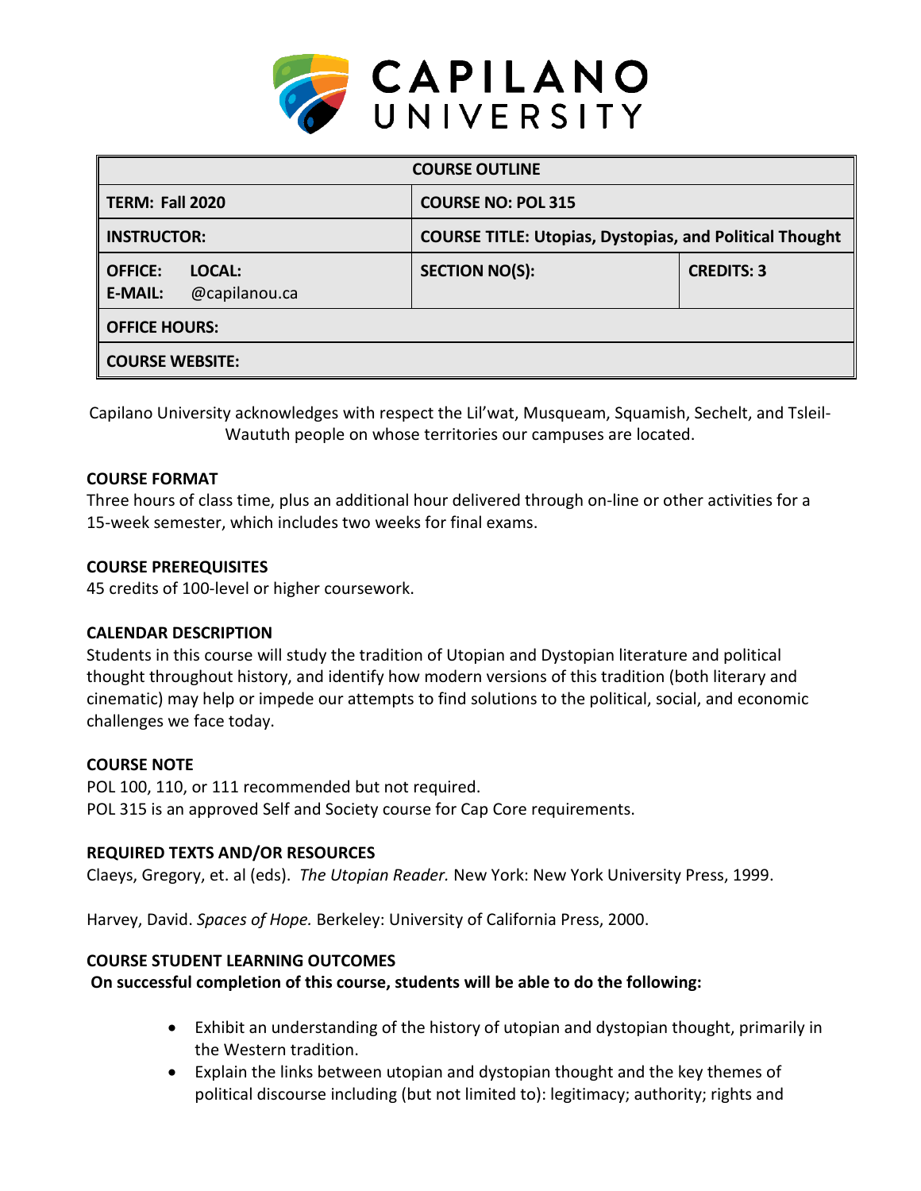**CAPILANO UNIVERSITY**

| COURSE OUTLINE | | |
|---|---|---|
| **TERM: Fall 2020** | **COURSE NO: POL 315** | |
| **INSTRUCTOR:** | **COURSE TITLE: Utopias, Dystopias, and Political Thought** | |
| **OFFICE: LOCAL:**<br>**E-MAIL:** @capilanou.ca | **SECTION NO(S):** | **CREDITS: 3** |
| **OFFICE HOURS:** | | |
| **COURSE WEBSITE:** | | |

Capilano University acknowledges with respect the Lil'wat, Musqueam, Squamish, Sechelt, and Tsleil-Waututh people on whose territories our campuses are located.

**COURSE FORMAT**

Three hours of class time, plus an additional hour delivered through on-line or other activities for a 15-week semester, which includes two weeks for final exams.

**COURSE PREREQUISITES**

45 credits of 100-level or higher coursework.

**CALENDAR DESCRIPTION**

Students in this course will study the tradition of Utopian and Dystopian literature and political thought throughout history, and identify how modern versions of this tradition (both literary and cinematic) may help or impede our attempts to find solutions to the political, social, and economic challenges we face today.

**COURSE NOTE**

POL 100, 110, or 111 recommended but not required.
POL 315 is an approved Self and Society course for Cap Core requirements.

**REQUIRED TEXTS AND/OR RESOURCES**

Claeys, Gregory, et. al (eds). *The Utopian Reader.* New York: New York University Press, 1999.

Harvey, David. *Spaces of Hope.* Berkeley: University of California Press, 2000.

**COURSE STUDENT LEARNING OUTCOMES**

**On successful completion of this course, students will be able to do the following:**

- Exhibit an understanding of the history of utopian and dystopian thought, primarily in the Western tradition.
- Explain the links between utopian and dystopian thought and the key themes of political discourse including (but not limited to): legitimacy; authority; rights and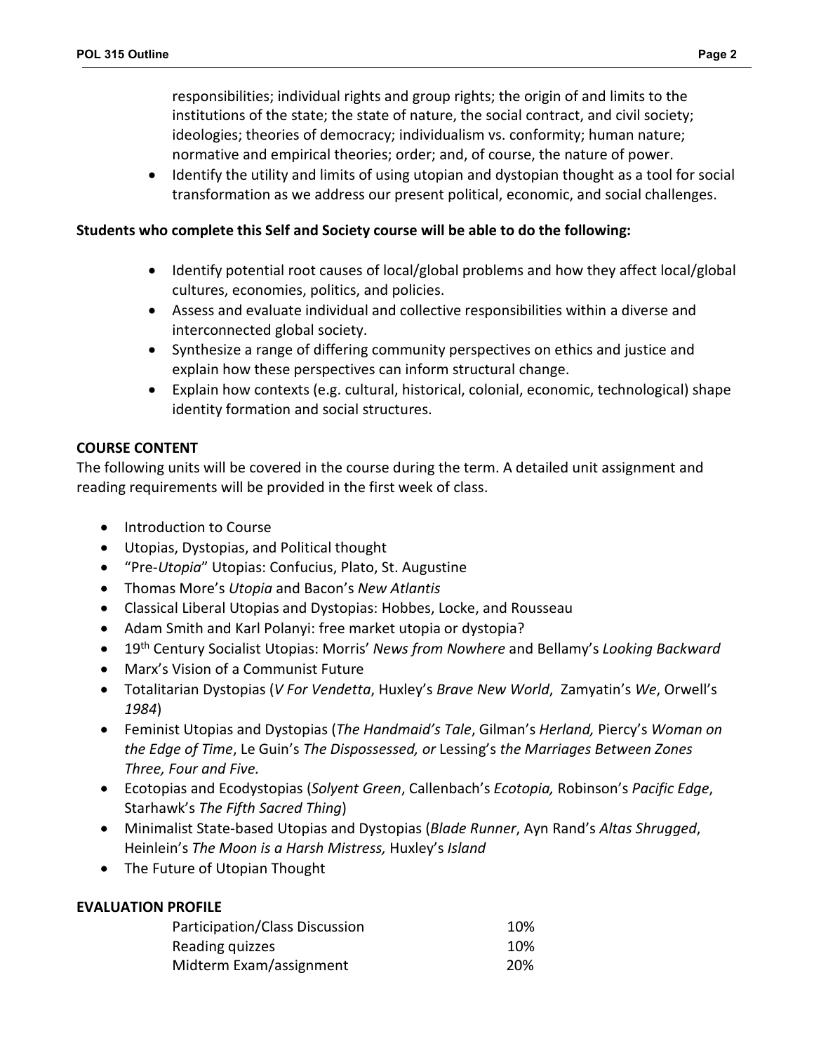responsibilities; individual rights and group rights; the origin of and limits to the institutions of the state; the state of nature, the social contract, and civil society; ideologies; theories of democracy; individualism vs. conformity; human nature; normative and empirical theories; order; and, of course, the nature of power.

- Identify the utility and limits of using utopian and dystopian thought as a tool for social transformation as we address our present political, economic, and social challenges.

**Students who complete this Self and Society course will be able to do the following:**

- Identify potential root causes of local/global problems and how they affect local/global cultures, economies, politics, and policies.
- Assess and evaluate individual and collective responsibilities within a diverse and interconnected global society.
- Synthesize a range of differing community perspectives on ethics and justice and explain how these perspectives can inform structural change.
- Explain how contexts (e.g. cultural, historical, colonial, economic, technological) shape identity formation and social structures.

**COURSE CONTENT**

The following units will be covered in the course during the term. A detailed unit assignment and reading requirements will be provided in the first week of class.

- Introduction to Course
- Utopias, Dystopias, and Political thought
- "Pre-*Utopia*" Utopias: Confucius, Plato, St. Augustine
- Thomas More's *Utopia* and Bacon's *New Atlantis*
- Classical Liberal Utopias and Dystopias: Hobbes, Locke, and Rousseau
- Adam Smith and Karl Polanyi: free market utopia or dystopia?
- 19th Century Socialist Utopias: Morris' *News from Nowhere* and Bellamy's *Looking Backward*
- Marx's Vision of a Communist Future
- Totalitarian Dystopias (*V For Vendetta*, Huxley's *Brave New World*, Zamyatin's *We*, Orwell's *1984*)
- Feminist Utopias and Dystopias (*The Handmaid's Tale*, Gilman's *Herland,* Piercy's *Woman on the Edge of Time*, Le Guin's *The Dispossessed, or* Lessing's *the Marriages Between Zones Three, Four and Five.*
- Ecotopias and Ecodystopias (*Solyent Green*, Callenbach's *Ecotopia,* Robinson's *Pacific Edge*, Starhawk's *The Fifth Sacred Thing*)
- Minimalist State-based Utopias and Dystopias (*Blade Runner*, Ayn Rand's *Altas Shrugged*, Heinlein's *The Moon is a Harsh Mistress,* Huxley's *Island*
- The Future of Utopian Thought

**EVALUATION PROFILE**

| | |
|---|---|
| Participation/Class Discussion | 10% |
| Reading quizzes | 10% |
| Midterm Exam/assignment | 20% |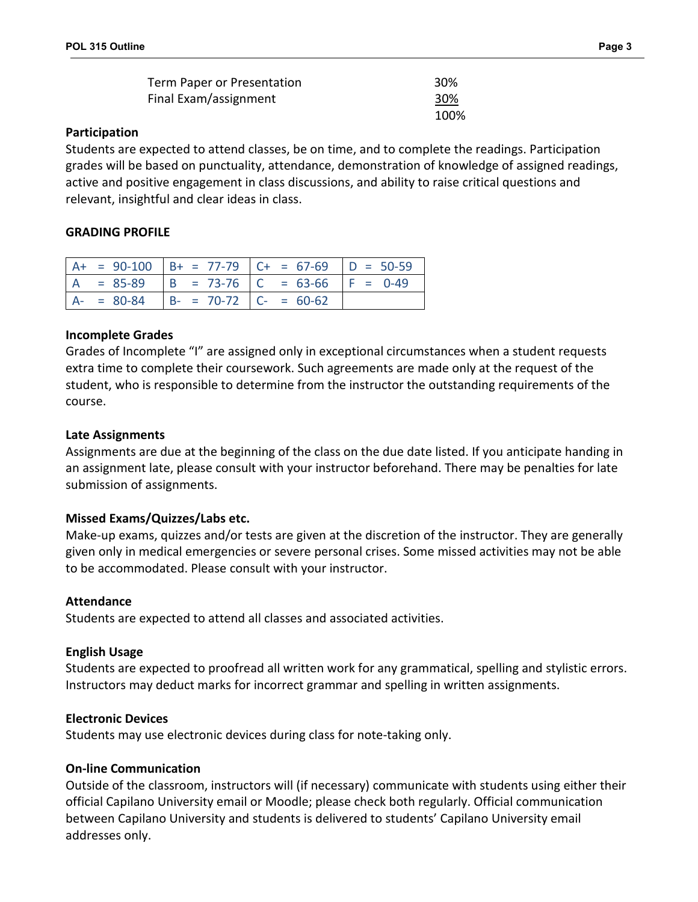| | |
|---|---|
| Term Paper or Presentation | 30% |
| Final Exam/assignment | 30% |
| | 100% |

**Participation**

Students are expected to attend classes, be on time, and to complete the readings. Participation grades will be based on punctuality, attendance, demonstration of knowledge of assigned readings, active and positive engagement in class discussions, and ability to raise critical questions and relevant, insightful and clear ideas in class.

**GRADING PROFILE**

| | | | |
|---|---|---|---|
| A+ = 90-100 | B+ = 77-79 | C+ = 67-69 | D = 50-59 |
| A = 85-89 | B = 73-76 | C = 63-66 | F = 0-49 |
| A- = 80-84 | B- = 70-72 | C- = 60-62 | |

**Incomplete Grades**

Grades of Incomplete "I" are assigned only in exceptional circumstances when a student requests extra time to complete their coursework. Such agreements are made only at the request of the student, who is responsible to determine from the instructor the outstanding requirements of the course.

**Late Assignments**

Assignments are due at the beginning of the class on the due date listed. If you anticipate handing in an assignment late, please consult with your instructor beforehand. There may be penalties for late submission of assignments.

**Missed Exams/Quizzes/Labs etc.**

Make-up exams, quizzes and/or tests are given at the discretion of the instructor. They are generally given only in medical emergencies or severe personal crises. Some missed activities may not be able to be accommodated. Please consult with your instructor.

**Attendance**

Students are expected to attend all classes and associated activities.

**English Usage**

Students are expected to proofread all written work for any grammatical, spelling and stylistic errors. Instructors may deduct marks for incorrect grammar and spelling in written assignments.

**Electronic Devices**

Students may use electronic devices during class for note-taking only.

**On-line Communication**

Outside of the classroom, instructors will (if necessary) communicate with students using either their official Capilano University email or Moodle; please check both regularly. Official communication between Capilano University and students is delivered to students' Capilano University email addresses only.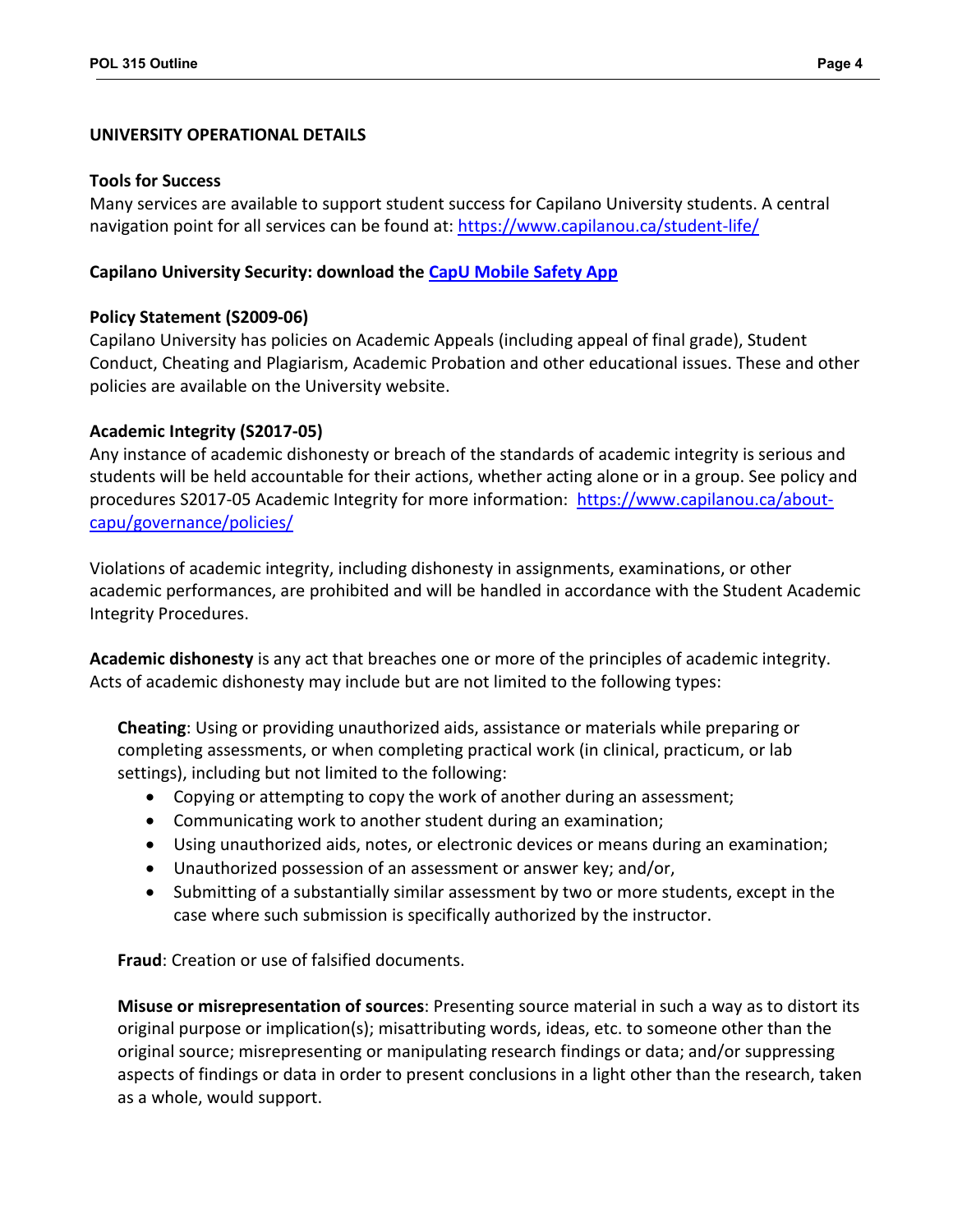## UNIVERSITY OPERATIONAL DETAILS

**Tools for Success**
Many services are available to support student success for Capilano University students. A central navigation point for all services can be found at: https://www.capilanou.ca/student-life/

**Capilano University Security: download the CapU Mobile Safety App**

**Policy Statement (S2009-06)**
Capilano University has policies on Academic Appeals (including appeal of final grade), Student Conduct, Cheating and Plagiarism, Academic Probation and other educational issues. These and other policies are available on the University website.

**Academic Integrity (S2017-05)**
Any instance of academic dishonesty or breach of the standards of academic integrity is serious and students will be held accountable for their actions, whether acting alone or in a group. See policy and procedures S2017-05 Academic Integrity for more information: https://www.capilanou.ca/about-capu/governance/policies/

Violations of academic integrity, including dishonesty in assignments, examinations, or other academic performances, are prohibited and will be handled in accordance with the Student Academic Integrity Procedures.

**Academic dishonesty** is any act that breaches one or more of the principles of academic integrity. Acts of academic dishonesty may include but are not limited to the following types:

**Cheating**: Using or providing unauthorized aids, assistance or materials while preparing or completing assessments, or when completing practical work (in clinical, practicum, or lab settings), including but not limited to the following:

- Copying or attempting to copy the work of another during an assessment;
- Communicating work to another student during an examination;
- Using unauthorized aids, notes, or electronic devices or means during an examination;
- Unauthorized possession of an assessment or answer key; and/or,
- Submitting of a substantially similar assessment by two or more students, except in the case where such submission is specifically authorized by the instructor.

**Fraud**: Creation or use of falsified documents.

**Misuse or misrepresentation of sources**: Presenting source material in such a way as to distort its original purpose or implication(s); misattributing words, ideas, etc. to someone other than the original source; misrepresenting or manipulating research findings or data; and/or suppressing aspects of findings or data in order to present conclusions in a light other than the research, taken as a whole, would support.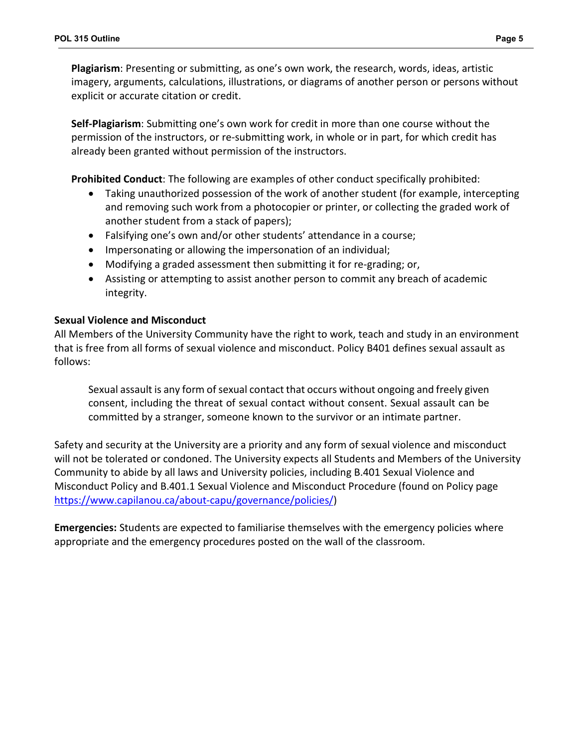**Plagiarism**: Presenting or submitting, as one's own work, the research, words, ideas, artistic imagery, arguments, calculations, illustrations, or diagrams of another person or persons without explicit or accurate citation or credit.

**Self-Plagiarism**: Submitting one's own work for credit in more than one course without the permission of the instructors, or re-submitting work, in whole or in part, for which credit has already been granted without permission of the instructors.

**Prohibited Conduct**: The following are examples of other conduct specifically prohibited:

- Taking unauthorized possession of the work of another student (for example, intercepting and removing such work from a photocopier or printer, or collecting the graded work of another student from a stack of papers);
- Falsifying one's own and/or other students' attendance in a course;
- Impersonating or allowing the impersonation of an individual;
- Modifying a graded assessment then submitting it for re-grading; or,
- Assisting or attempting to assist another person to commit any breach of academic integrity.

**Sexual Violence and Misconduct**

All Members of the University Community have the right to work, teach and study in an environment that is free from all forms of sexual violence and misconduct. Policy B401 defines sexual assault as follows:

> Sexual assault is any form of sexual contact that occurs without ongoing and freely given consent, including the threat of sexual contact without consent. Sexual assault can be committed by a stranger, someone known to the survivor or an intimate partner.

Safety and security at the University are a priority and any form of sexual violence and misconduct will not be tolerated or condoned. The University expects all Students and Members of the University Community to abide by all laws and University policies, including B.401 Sexual Violence and Misconduct Policy and B.401.1 Sexual Violence and Misconduct Procedure (found on Policy page https://www.capilanou.ca/about-capu/governance/policies/)

**Emergencies:** Students are expected to familiarise themselves with the emergency policies where appropriate and the emergency procedures posted on the wall of the classroom.